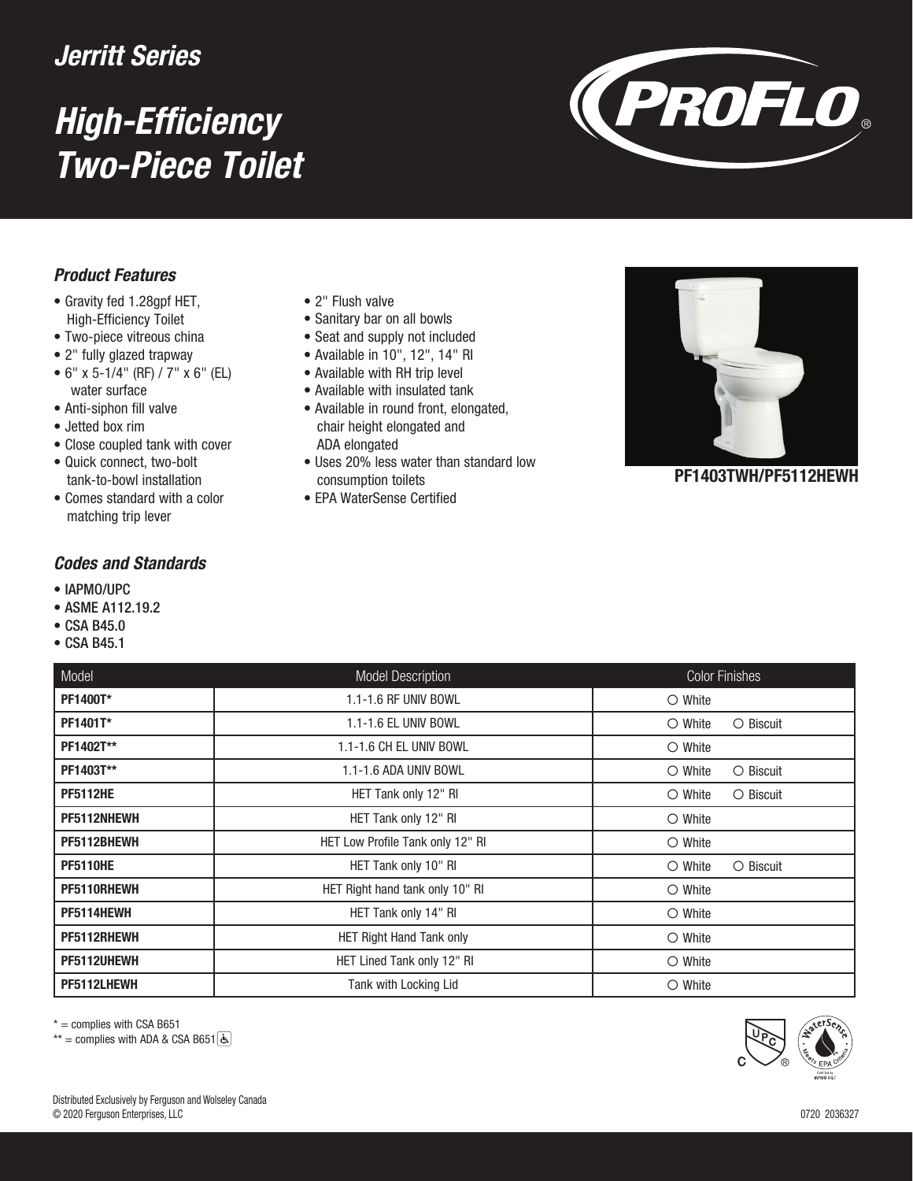# Jerritt Series

# High-Efficiency Two-Piece Toilet

PROFLO®

## Product Features

- Gravity fed 1.28gpf HET, High-Efficiency Toilet
- Two-piece vitreous china
- 2" fully glazed trapway
- 6" x 5-1/4" (RF) / 7" x 6" (EL) water surface
- Anti-siphon fill valve
- Jetted box rim
- Close coupled tank with cover
- Quick connect, two-bolt tank-to-bowl installation
- Comes standard with a color matching trip lever
- 2" Flush valve
- Sanitary bar on all bowls
- Seat and supply not included
- Available in 10", 12", 14" RI
- Available with RH trip level
- Available with insulated tank
- Available in round front, elongated, chair height elongated and ADA elongated
- Uses 20% less water than standard low consumption toilets
- EPA WaterSense Certified

PF1403TWH/PF5112HEWH

## Codes and Standards

- IAPMO/UPC
- ASME A112.19.2
- CSA B45.0
- CSA B45.1

| Model | Model Description | Color Finishes |
|---|---|---|
| **PF1400T*** | 1.1-1.6 RF UNIV BOWL | ○ White |
| **PF1401T*** | 1.1-1.6 EL UNIV BOWL | ○ White ○ Biscuit |
| **PF1402T**** | 1.1-1.6 CH EL UNIV BOWL | ○ White |
| **PF1403T**** | 1.1-1.6 ADA UNIV BOWL | ○ White ○ Biscuit |
| **PF5112HE** | HET Tank only 12" RI | ○ White ○ Biscuit |
| **PF5112NHEWH** | HET Tank only 12" RI | ○ White |
| **PF5112BHEWH** | HET Low Profile Tank only 12" RI | ○ White |
| **PF5110HE** | HET Tank only 10" RI | ○ White ○ Biscuit |
| **PF5110RHEWH** | HET Right hand tank only 10" RI | ○ White |
| **PF5114HEWH** | HET Tank only 14" RI | ○ White |
| **PF5112RHEWH** | HET Right Hand Tank only | ○ White |
| **PF5112UHEWH** | HET Lined Tank only 12" RI | ○ White |
| **PF5112LHEWH** | Tank with Locking Lid | ○ White |

* = complies with CSA B651

** = complies with ADA & CSA B651

Distributed Exclusively by Ferguson and Wolseley Canada
© 2020 Ferguson Enterprises, LLC

0720 2036327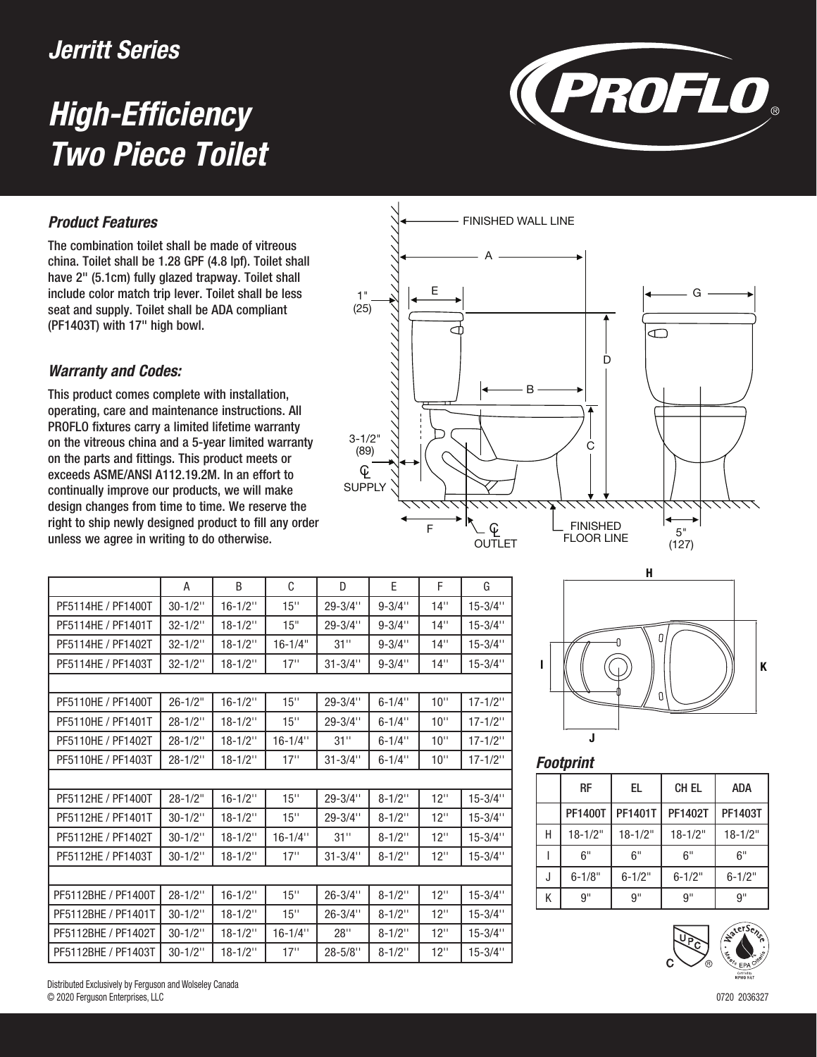# Jerritt Series

# High-Efficiency Two Piece Toilet

PROFLO®

### Product Features

The combination toilet shall be made of vitreous china. Toilet shall be 1.28 GPF (4.8 lpf). Toilet shall have 2" (5.1cm) fully glazed trapway. Toilet shall include color match trip lever. Toilet shall be less seat and supply. Toilet shall be ADA compliant (PF1403T) with 17" high bowl.

### Warranty and Codes:

This product comes complete with installation, operating, care and maintenance instructions. All PROFLO fixtures carry a limited lifetime warranty on the vitreous china and a 5-year limited warranty on the parts and fittings. This product meets or exceeds ASME/ANSI A112.19.2M. In an effort to continually improve our products, we will make design changes from time to time. We reserve the right to ship newly designed product to fill any order unless we agree in writing to do otherwise.

FINISHED WALL LINE
A
E
G
1"
(25)
D
B
C
3-1/2"
(89)
℄
SUPPLY
F
℄
OUTLET
FINISHED
FLOOR LINE
5"
(127)

| | A | B | C | D | E | F | G |
|---|---|---|---|---|---|---|---|
| PF5114HE / PF1400T | 30-1/2'' | 16-1/2'' | 15'' | 29-3/4'' | 9-3/4'' | 14'' | 15-3/4'' |
| PF5114HE / PF1401T | 32-1/2'' | 18-1/2'' | 15" | 29-3/4'' | 9-3/4'' | 14'' | 15-3/4'' |
| PF5114HE / PF1402T | 32-1/2'' | 18-1/2'' | 16-1/4" | 31'' | 9-3/4'' | 14'' | 15-3/4'' |
| PF5114HE / PF1403T | 32-1/2'' | 18-1/2'' | 17'' | 31-3/4'' | 9-3/4'' | 14'' | 15-3/4'' |
| | | | | | | | |
| PF5110HE / PF1400T | 26-1/2" | 16-1/2'' | 15'' | 29-3/4'' | 6-1/4'' | 10'' | 17-1/2'' |
| PF5110HE / PF1401T | 28-1/2'' | 18-1/2'' | 15'' | 29-3/4'' | 6-1/4'' | 10'' | 17-1/2'' |
| PF5110HE / PF1402T | 28-1/2'' | 18-1/2'' | 16-1/4'' | 31'' | 6-1/4'' | 10'' | 17-1/2'' |
| PF5110HE / PF1403T | 28-1/2'' | 18-1/2'' | 17'' | 31-3/4'' | 6-1/4'' | 10'' | 17-1/2'' |
| | | | | | | | |
| PF5112HE / PF1400T | 28-1/2" | 16-1/2'' | 15'' | 29-3/4'' | 8-1/2'' | 12'' | 15-3/4'' |
| PF5112HE / PF1401T | 30-1/2'' | 18-1/2'' | 15'' | 29-3/4'' | 8-1/2'' | 12'' | 15-3/4'' |
| PF5112HE / PF1402T | 30-1/2'' | 18-1/2'' | 16-1/4'' | 31'' | 8-1/2'' | 12'' | 15-3/4'' |
| PF5112HE / PF1403T | 30-1/2'' | 18-1/2'' | 17'' | 31-3/4'' | 8-1/2'' | 12'' | 15-3/4'' |
| | | | | | | | |
| PF5112BHE / PF1400T | 28-1/2'' | 16-1/2'' | 15'' | 26-3/4'' | 8-1/2'' | 12'' | 15-3/4'' |
| PF5112BHE / PF1401T | 30-1/2'' | 18-1/2'' | 15'' | 26-3/4'' | 8-1/2'' | 12'' | 15-3/4'' |
| PF5112BHE / PF1402T | 30-1/2'' | 18-1/2'' | 16-1/4'' | 28'' | 8-1/2'' | 12'' | 15-3/4'' |
| PF5112BHE / PF1403T | 30-1/2'' | 18-1/2'' | 17'' | 28-5/8'' | 8-1/2'' | 12'' | 15-3/4'' |

H
I
K
J

### Footprint

| | RF | EL | CH EL | ADA |
|---|---|---|---|---|
| | PF1400T | PF1401T | PF1402T | PF1403T |
| H | 18-1/2" | 18-1/2" | 18-1/2" | 18-1/2" |
| I | 6" | 6" | 6" | 6" |
| J | 6-1/8" | 6-1/2" | 6-1/2" | 6-1/2" |
| K | 9" | 9" | 9" | 9" |

Distributed Exclusively by Ferguson and Wolseley Canada
© 2020 Ferguson Enterprises, LLC

0720 2036327